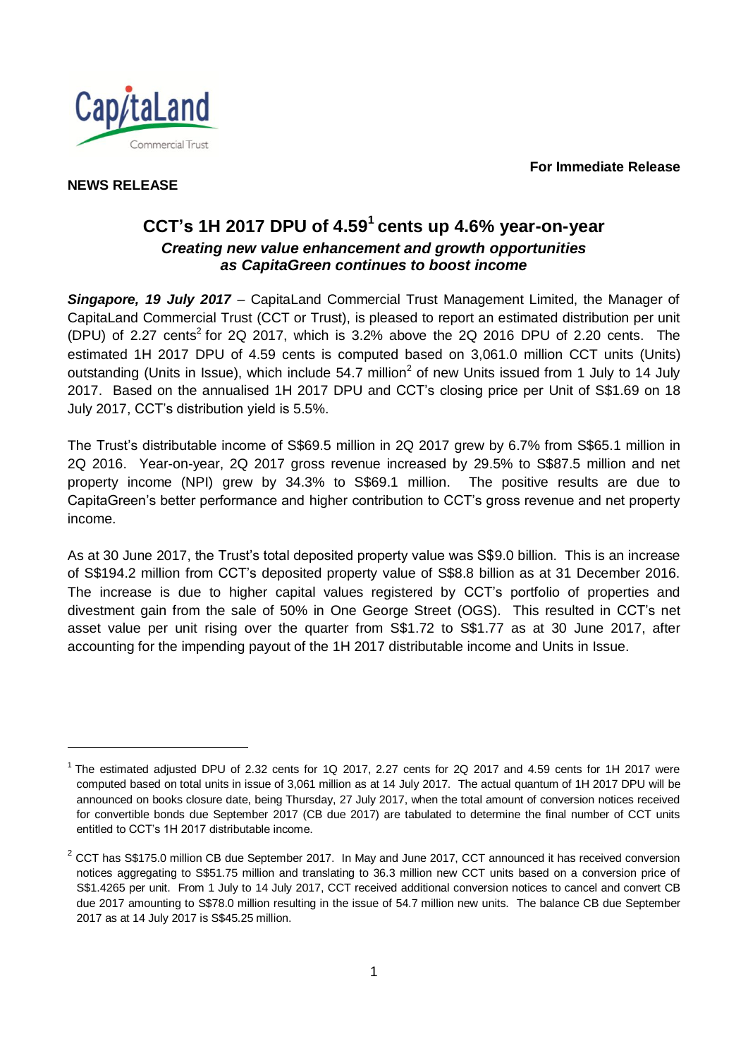**For Immediate Release**

**NEWS RELEASE**

# CCT's 1H 2017 DPU of 4.59[1] cents up 4.6% year-on-year

***Creating new value enhancement and growth opportunities as CapitaGreen continues to boost income***

***Singapore, 19 July 2017*** – CapitaLand Commercial Trust Management Limited, the Manager of CapitaLand Commercial Trust (CCT or Trust), is pleased to report an estimated distribution per unit (DPU) of 2.27 cents[2] for 2Q 2017, which is 3.2% above the 2Q 2016 DPU of 2.20 cents. The estimated 1H 2017 DPU of 4.59 cents is computed based on 3,061.0 million CCT units (Units) outstanding (Units in Issue), which include 54.7 million[2] of new Units issued from 1 July to 14 July 2017. Based on the annualised 1H 2017 DPU and CCT's closing price per Unit of S$1.69 on 18 July 2017, CCT's distribution yield is 5.5%.

The Trust's distributable income of S$69.5 million in 2Q 2017 grew by 6.7% from S$65.1 million in 2Q 2016. Year-on-year, 2Q 2017 gross revenue increased by 29.5% to S$87.5 million and net property income (NPI) grew by 34.3% to S$69.1 million. The positive results are due to CapitaGreen's better performance and higher contribution to CCT's gross revenue and net property income.

As at 30 June 2017, the Trust's total deposited property value was S$9.0 billion. This is an increase of S$194.2 million from CCT's deposited property value of S$8.8 billion as at 31 December 2016. The increase is due to higher capital values registered by CCT's portfolio of properties and divestment gain from the sale of 50% in One George Street (OGS). This resulted in CCT's net asset value per unit rising over the quarter from S$1.72 to S$1.77 as at 30 June 2017, after accounting for the impending payout of the 1H 2017 distributable income and Units in Issue.

---

[1] The estimated adjusted DPU of 2.32 cents for 1Q 2017, 2.27 cents for 2Q 2017 and 4.59 cents for 1H 2017 were computed based on total units in issue of 3,061 million as at 14 July 2017. The actual quantum of 1H 2017 DPU will be announced on books closure date, being Thursday, 27 July 2017, when the total amount of conversion notices received for convertible bonds due September 2017 (CB due 2017) are tabulated to determine the final number of CCT units entitled to CCT's 1H 2017 distributable income.

[2] CCT has S$175.0 million CB due September 2017. In May and June 2017, CCT announced it has received conversion notices aggregating to S$51.75 million and translating to 36.3 million new CCT units based on a conversion price of S$1.4265 per unit. From 1 July to 14 July 2017, CCT received additional conversion notices to cancel and convert CB due 2017 amounting to S$78.0 million resulting in the issue of 54.7 million new units. The balance CB due September 2017 as at 14 July 2017 is S$45.25 million.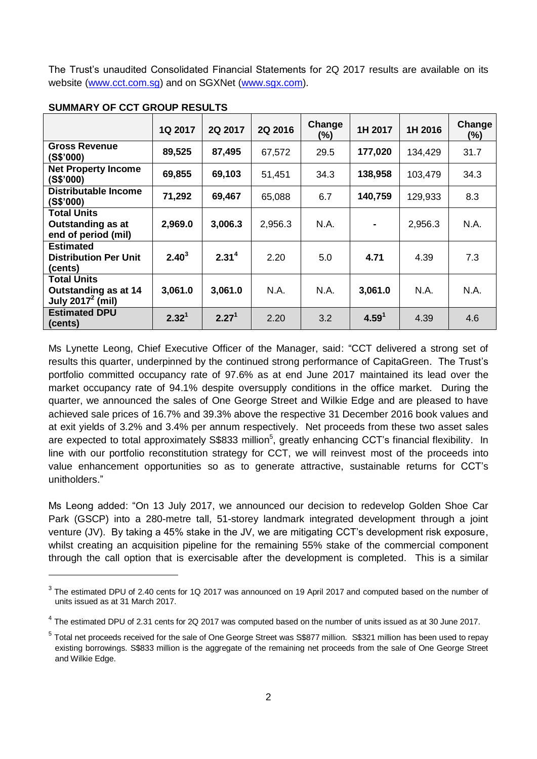The Trust's unaudited Consolidated Financial Statements for 2Q 2017 results are available on its website (www.cct.com.sg) and on SGXNet (www.sgx.com).

**SUMMARY OF CCT GROUP RESULTS**

| | 1Q 2017 | 2Q 2017 | 2Q 2016 | Change (%) | 1H 2017 | 1H 2016 | Change (%) |
|---|---|---|---|---|---|---|---|
| **Gross Revenue (S$'000)** | **89,525** | **87,495** | 67,572 | 29.5 | **177,020** | 134,429 | 31.7 |
| **Net Property Income (S$'000)** | **69,855** | **69,103** | 51,451 | 34.3 | **138,958** | 103,479 | 34.3 |
| **Distributable Income (S$'000)** | **71,292** | **69,467** | 65,088 | 6.7 | **140,759** | 129,933 | 8.3 |
| **Total Units Outstanding as at end of period (mil)** | **2,969.0** | **3,006.3** | 2,956.3 | N.A. | **-** | 2,956.3 | N.A. |
| **Estimated Distribution Per Unit (cents)** | **2.40**[3] | **2.31**[4] | 2.20 | 5.0 | **4.71** | 4.39 | 7.3 |
| **Total Units Outstanding as at 14 July 2017[2] (mil)** | **3,061.0** | **3,061.0** | N.A. | N.A. | **3,061.0** | N.A. | N.A. |
| **Estimated DPU (cents)** | **2.32**[1] | **2.27**[1] | 2.20 | 3.2 | **4.59**[1] | 4.39 | 4.6 |

Ms Lynette Leong, Chief Executive Officer of the Manager, said: "CCT delivered a strong set of results this quarter, underpinned by the continued strong performance of CapitaGreen. The Trust's portfolio committed occupancy rate of 97.6% as at end June 2017 maintained its lead over the market occupancy rate of 94.1% despite oversupply conditions in the office market. During the quarter, we announced the sales of One George Street and Wilkie Edge and are pleased to have achieved sale prices of 16.7% and 39.3% above the respective 31 December 2016 book values and at exit yields of 3.2% and 3.4% per annum respectively. Net proceeds from these two asset sales are expected to total approximately S$833 million[5], greatly enhancing CCT's financial flexibility. In line with our portfolio reconstitution strategy for CCT, we will reinvest most of the proceeds into value enhancement opportunities so as to generate attractive, sustainable returns for CCT's unitholders."

Ms Leong added: "On 13 July 2017, we announced our decision to redevelop Golden Shoe Car Park (GSCP) into a 280-metre tall, 51-storey landmark integrated development through a joint venture (JV). By taking a 45% stake in the JV, we are mitigating CCT's development risk exposure, whilst creating an acquisition pipeline for the remaining 55% stake of the commercial component through the call option that is exercisable after the development is completed. This is a similar

---

[3] The estimated DPU of 2.40 cents for 1Q 2017 was announced on 19 April 2017 and computed based on the number of units issued as at 31 March 2017.

[4] The estimated DPU of 2.31 cents for 2Q 2017 was computed based on the number of units issued as at 30 June 2017.

[5] Total net proceeds received for the sale of One George Street was S$877 million. S$321 million has been used to repay existing borrowings. S$833 million is the aggregate of the remaining net proceeds from the sale of One George Street and Wilkie Edge.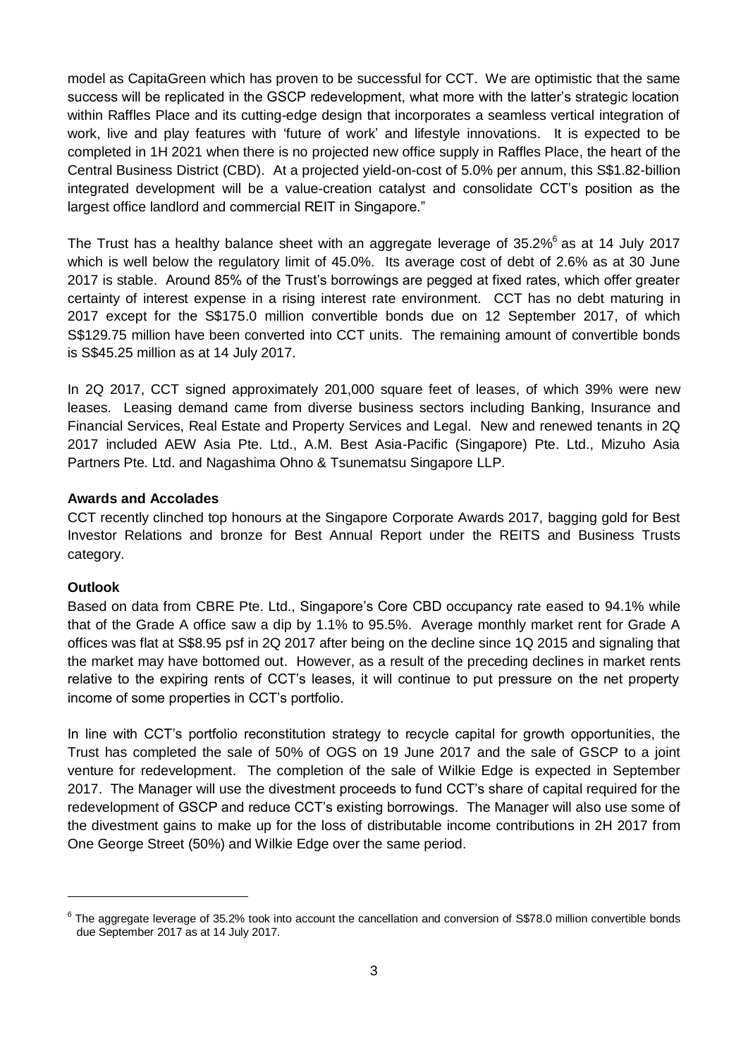model as CapitaGreen which has proven to be successful for CCT. We are optimistic that the same success will be replicated in the GSCP redevelopment, what more with the latter's strategic location within Raffles Place and its cutting-edge design that incorporates a seamless vertical integration of work, live and play features with 'future of work' and lifestyle innovations. It is expected to be completed in 1H 2021 when there is no projected new office supply in Raffles Place, the heart of the Central Business District (CBD). At a projected yield-on-cost of 5.0% per annum, this S$1.82-billion integrated development will be a value-creation catalyst and consolidate CCT's position as the largest office landlord and commercial REIT in Singapore."

The Trust has a healthy balance sheet with an aggregate leverage of 35.2%[6] as at 14 July 2017 which is well below the regulatory limit of 45.0%. Its average cost of debt of 2.6% as at 30 June 2017 is stable. Around 85% of the Trust's borrowings are pegged at fixed rates, which offer greater certainty of interest expense in a rising interest rate environment. CCT has no debt maturing in 2017 except for the S$175.0 million convertible bonds due on 12 September 2017, of which S$129.75 million have been converted into CCT units. The remaining amount of convertible bonds is S$45.25 million as at 14 July 2017.

In 2Q 2017, CCT signed approximately 201,000 square feet of leases, of which 39% were new leases. Leasing demand came from diverse business sectors including Banking, Insurance and Financial Services, Real Estate and Property Services and Legal. New and renewed tenants in 2Q 2017 included AEW Asia Pte. Ltd., A.M. Best Asia-Pacific (Singapore) Pte. Ltd., Mizuho Asia Partners Pte. Ltd. and Nagashima Ohno & Tsunematsu Singapore LLP.

**Awards and Accolades**

CCT recently clinched top honours at the Singapore Corporate Awards 2017, bagging gold for Best Investor Relations and bronze for Best Annual Report under the REITS and Business Trusts category.

**Outlook**

Based on data from CBRE Pte. Ltd., Singapore's Core CBD occupancy rate eased to 94.1% while that of the Grade A office saw a dip by 1.1% to 95.5%. Average monthly market rent for Grade A offices was flat at S$8.95 psf in 2Q 2017 after being on the decline since 1Q 2015 and signaling that the market may have bottomed out. However, as a result of the preceding declines in market rents relative to the expiring rents of CCT's leases, it will continue to put pressure on the net property income of some properties in CCT's portfolio.

In line with CCT's portfolio reconstitution strategy to recycle capital for growth opportunities, the Trust has completed the sale of 50% of OGS on 19 June 2017 and the sale of GSCP to a joint venture for redevelopment. The completion of the sale of Wilkie Edge is expected in September 2017. The Manager will use the divestment proceeds to fund CCT's share of capital required for the redevelopment of GSCP and reduce CCT's existing borrowings. The Manager will also use some of the divestment gains to make up for the loss of distributable income contributions in 2H 2017 from One George Street (50%) and Wilkie Edge over the same period.

[6] The aggregate leverage of 35.2% took into account the cancellation and conversion of S$78.0 million convertible bonds due September 2017 as at 14 July 2017.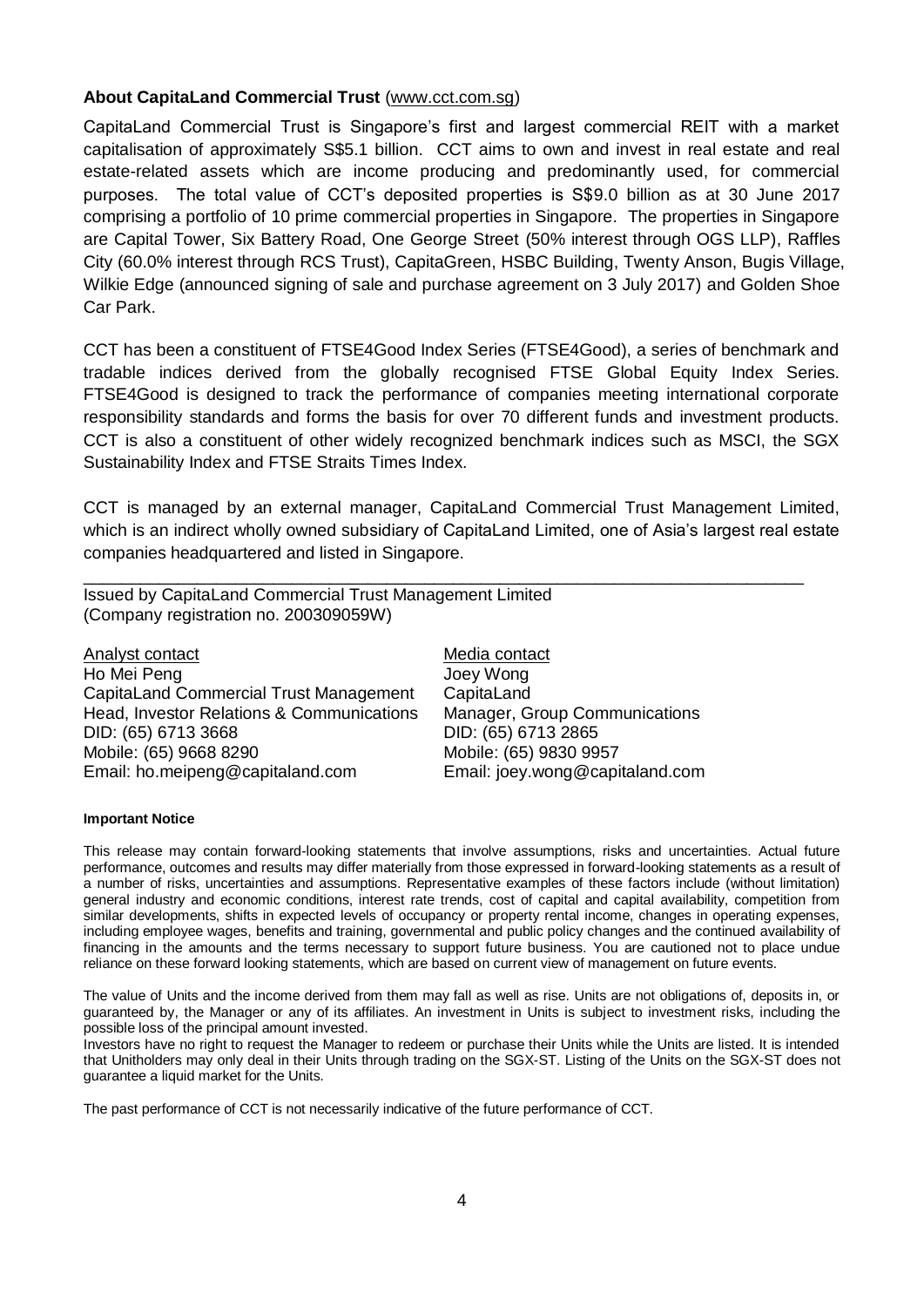**About CapitaLand Commercial Trust** (www.cct.com.sg)

CapitaLand Commercial Trust is Singapore's first and largest commercial REIT with a market capitalisation of approximately S$5.1 billion. CCT aims to own and invest in real estate and real estate-related assets which are income producing and predominantly used, for commercial purposes. The total value of CCT's deposited properties is S$9.0 billion as at 30 June 2017 comprising a portfolio of 10 prime commercial properties in Singapore. The properties in Singapore are Capital Tower, Six Battery Road, One George Street (50% interest through OGS LLP), Raffles City (60.0% interest through RCS Trust), CapitaGreen, HSBC Building, Twenty Anson, Bugis Village, Wilkie Edge (announced signing of sale and purchase agreement on 3 July 2017) and Golden Shoe Car Park.

CCT has been a constituent of FTSE4Good Index Series (FTSE4Good), a series of benchmark and tradable indices derived from the globally recognised FTSE Global Equity Index Series. FTSE4Good is designed to track the performance of companies meeting international corporate responsibility standards and forms the basis for over 70 different funds and investment products. CCT is also a constituent of other widely recognized benchmark indices such as MSCI, the SGX Sustainability Index and FTSE Straits Times Index.

CCT is managed by an external manager, CapitaLand Commercial Trust Management Limited, which is an indirect wholly owned subsidiary of CapitaLand Limited, one of Asia's largest real estate companies headquartered and listed in Singapore.

---

Issued by CapitaLand Commercial Trust Management Limited
(Company registration no. 200309059W)

Analyst contact
Ho Mei Peng
CapitaLand Commercial Trust Management
Head, Investor Relations & Communications
DID: (65) 6713 3668
Mobile: (65) 9668 8290
Email: ho.meipeng@capitaland.com

Media contact
Joey Wong
CapitaLand
Manager, Group Communications
DID: (65) 6713 2865
Mobile: (65) 9830 9957
Email: joey.wong@capitaland.com

**Important Notice**

This release may contain forward-looking statements that involve assumptions, risks and uncertainties. Actual future performance, outcomes and results may differ materially from those expressed in forward-looking statements as a result of a number of risks, uncertainties and assumptions. Representative examples of these factors include (without limitation) general industry and economic conditions, interest rate trends, cost of capital and capital availability, competition from similar developments, shifts in expected levels of occupancy or property rental income, changes in operating expenses, including employee wages, benefits and training, governmental and public policy changes and the continued availability of financing in the amounts and the terms necessary to support future business. You are cautioned not to place undue reliance on these forward looking statements, which are based on current view of management on future events.

The value of Units and the income derived from them may fall as well as rise. Units are not obligations of, deposits in, or guaranteed by, the Manager or any of its affiliates. An investment in Units is subject to investment risks, including the possible loss of the principal amount invested.
Investors have no right to request the Manager to redeem or purchase their Units while the Units are listed. It is intended that Unitholders may only deal in their Units through trading on the SGX-ST. Listing of the Units on the SGX-ST does not guarantee a liquid market for the Units.

The past performance of CCT is not necessarily indicative of the future performance of CCT.